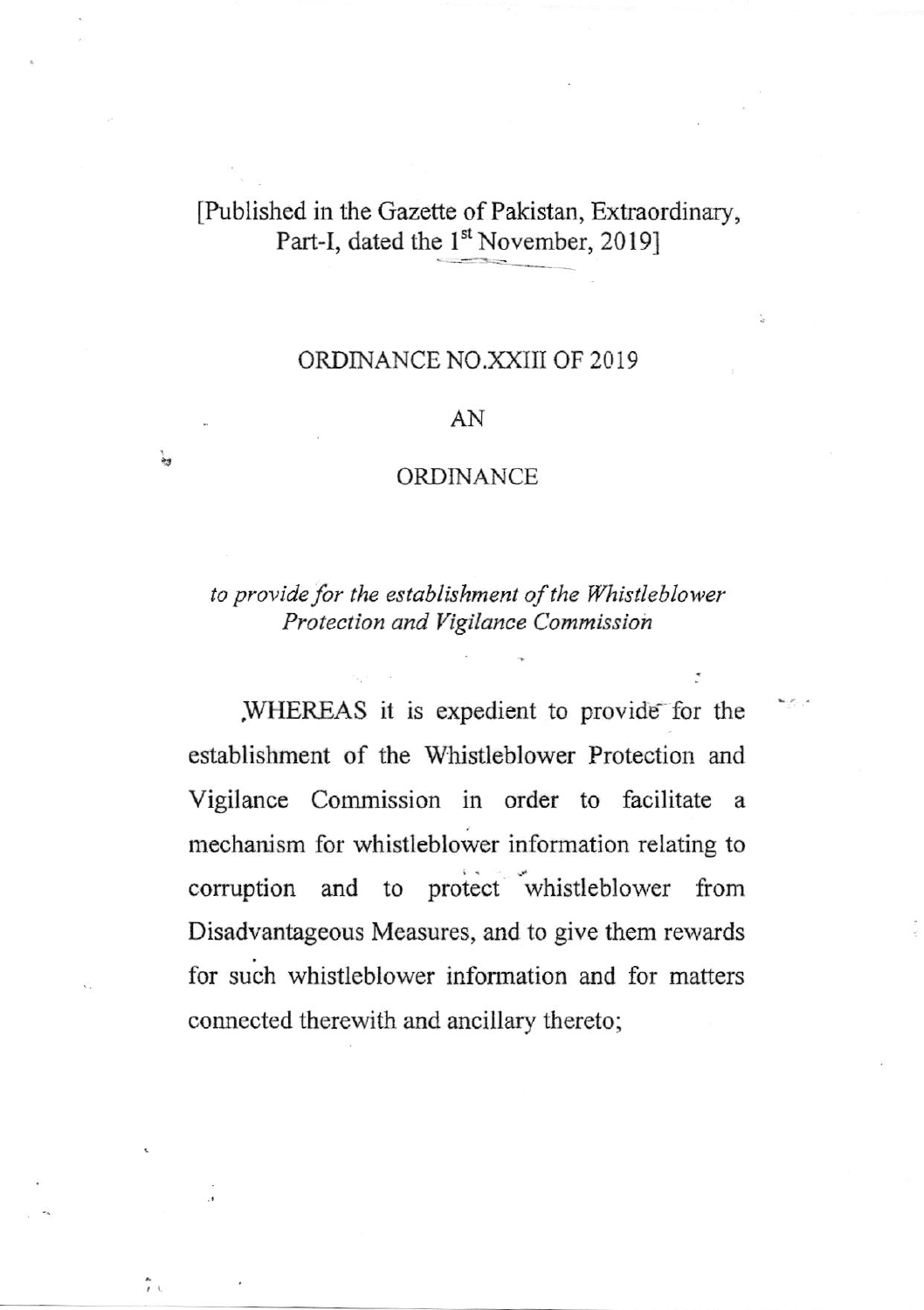[Published in the Gazette of Pakistan, Extraordinary, Part-I, dated the 1st November, 2019]

# ORDINANCE NO.XXIII OF 2019

## AN

## ORDINANCE

*to provide for the establishment of the Whistleblower Protection and Vigilance Commission*

WHEREAS it is expedient to provide for the establishment of the Whistleblower Protection and Vigilance Commission in order to facilitate a mechanism for whistleblower information relating to corruption and to protect whistleblower from Disadvantageous Measures, and to give them rewards for such whistleblower information and for matters connected therewith and ancillary thereto;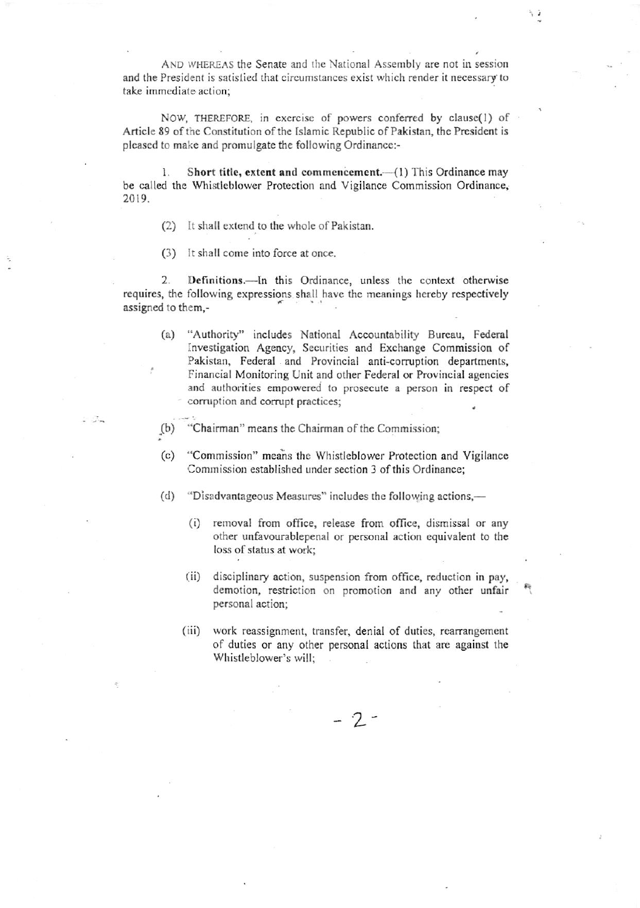AND WHEREAS the Senate and the National Assembly are not in session and the President is satisfied that circumstances exist which render it necessary to take immediate action;

NOW, THEREFORE, in exercise of powers conferred by clause(1) of Article 89 of the Constitution of the Islamic Republic of Pakistan, the President is pleased to make and promulgate the following Ordinance:-

1. **Short title, extent and commencement.**—(1) This Ordinance may be called the Whistleblower Protection and Vigilance Commission Ordinance, 2019.

(2) It shall extend to the whole of Pakistan.

(3) It shall come into force at once.

2. **Definitions.**—In this Ordinance, unless the context otherwise requires, the following expressions shall have the meanings hereby respectively assigned to them,-

(a) "Authority" includes National Accountability Bureau, Federal Investigation Agency, Securities and Exchange Commission of Pakistan, Federal and Provincial anti-corruption departments, Financial Monitoring Unit and other Federal or Provincial agencies and authorities empowered to prosecute a person in respect of corruption and corrupt practices;

(b) "Chairman" means the Chairman of the Commission;

(c) "Commission" means the Whistleblower Protection and Vigilance Commission established under section 3 of this Ordinance;

(d) "Disadvantageous Measures" includes the following actions,—

(i) removal from office, release from office, dismissal or any other unfavourablepenal or personal action equivalent to the loss of status at work;

(ii) disciplinary action, suspension from office, reduction in pay, demotion, restriction on promotion and any other unfair personal action;

(iii) work reassignment, transfer, denial of duties, rearrangement of duties or any other personal actions that are against the Whistleblower's will;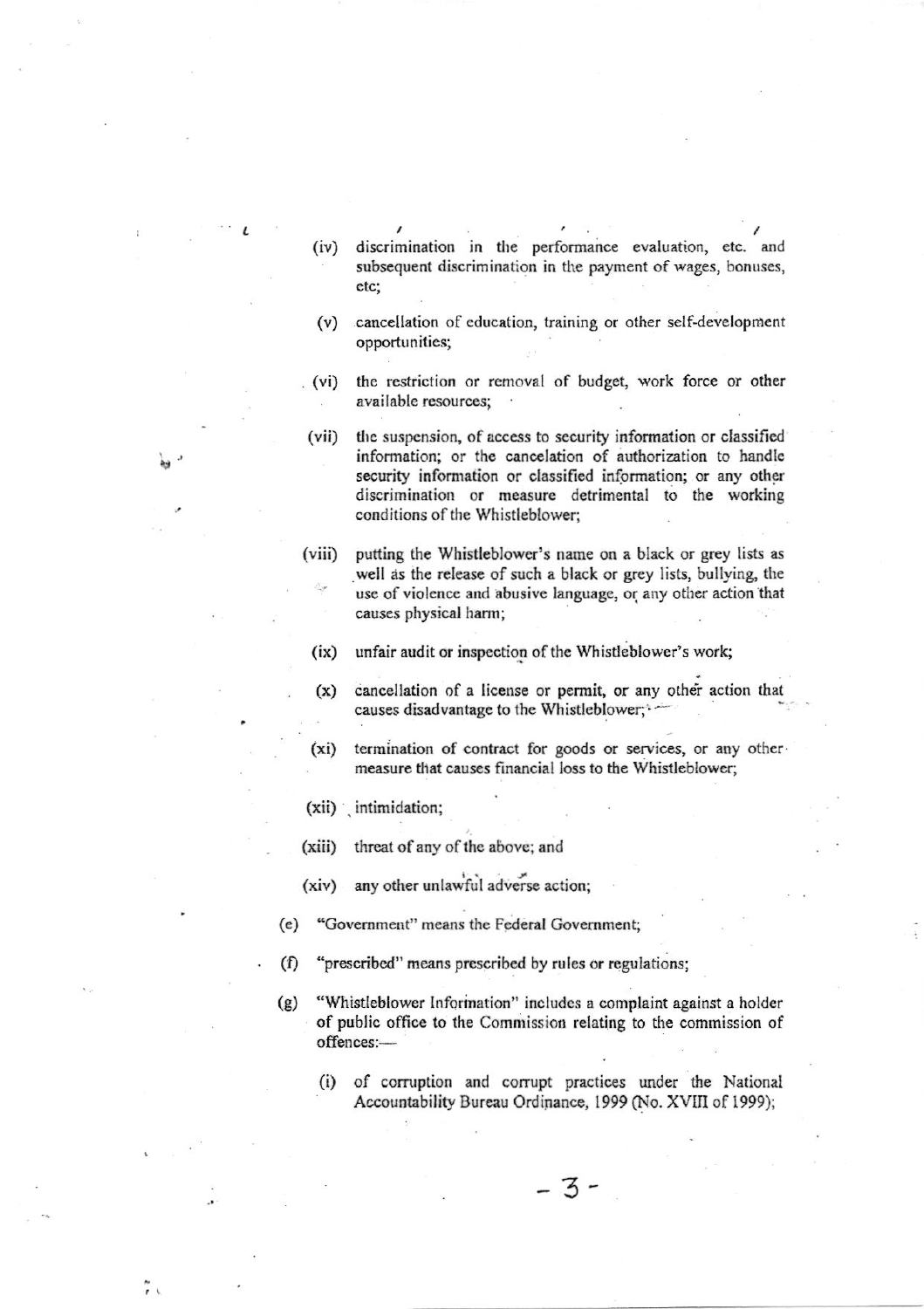(iv) discrimination in the performance evaluation, etc. and subsequent discrimination in the payment of wages, bonuses, etc;

(v) cancellation of education, training or other self-development opportunities;

(vi) the restriction or removal of budget, work force or other available resources;

(vii) the suspension, of access to security information or classified information; or the cancelation of authorization to handle security information or classified information; or any other discrimination or measure detrimental to the working conditions of the Whistleblower;

(viii) putting the Whistleblower's name on a black or grey lists as well as the release of such a black or grey lists, bullying, the use of violence and abusive language, or any other action that causes physical harm;

(ix) unfair audit or inspection of the Whistleblower's work;

(x) cancellation of a license or permit, or any other action that causes disadvantage to the Whistleblower;

(xi) termination of contract for goods or services, or any other measure that causes financial loss to the Whistleblower;

(xii) intimidation;

(xiii) threat of any of the above; and

(xiv) any other unlawful adverse action;

(e) "Government" means the Federal Government;

(f) "prescribed" means prescribed by rules or regulations;

(g) "Whistleblower Information" includes a complaint against a holder of public office to the Commission relating to the commission of offences:—

(i) of corruption and corrupt practices under the National Accountability Bureau Ordinance, 1999 (No. XVIII of 1999);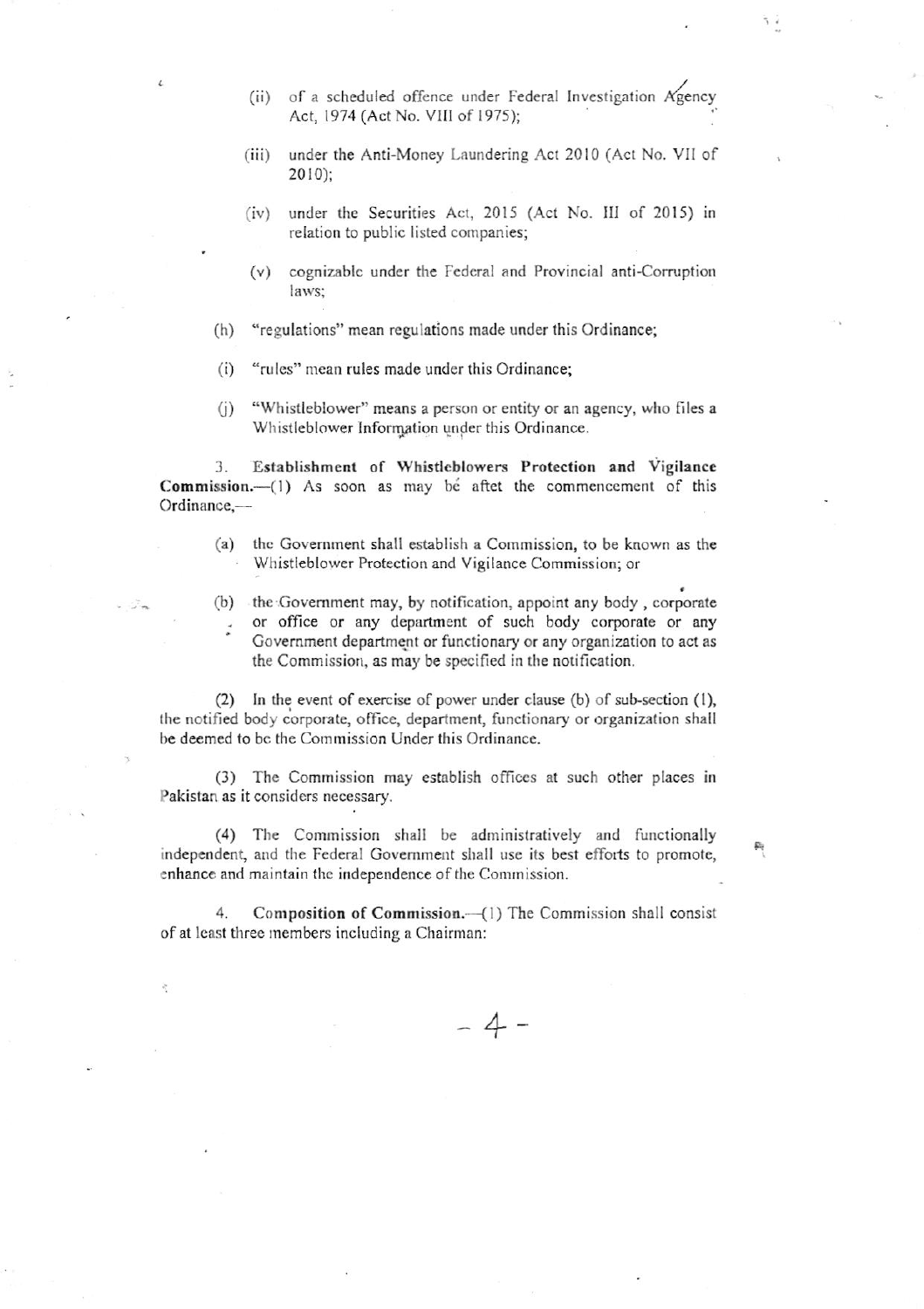(ii) of a scheduled offence under Federal Investigation Agency Act, 1974 (Act No. VIII of 1975);

(iii) under the Anti-Money Laundering Act 2010 (Act No. VII of 2010);

(iv) under the Securities Act, 2015 (Act No. III of 2015) in relation to public listed companies;

(v) cognizable under the Federal and Provincial anti-Corruption laws;

(h) "regulations" mean regulations made under this Ordinance;

(i) "rules" mean rules made under this Ordinance;

(j) "Whistleblower" means a person or entity or an agency, who files a Whistleblower Information under this Ordinance.

3. **Establishment of Whistleblowers Protection and Vigilance Commission.**—(1) As soon as may be aftet the commencement of this Ordinance,—

(a) the Government shall establish a Commission, to be known as the Whistleblower Protection and Vigilance Commission; or

(b) the Government may, by notification, appoint any body , corporate or office or any department of such body corporate or any Government department or functionary or any organization to act as the Commission, as may be specified in the notification.

(2) In the event of exercise of power under clause (b) of sub-section (1), the notified body corporate, office, department, functionary or organization shall be deemed to be the Commission Under this Ordinance.

(3) The Commission may establish offices at such other places in Pakistan as it considers necessary.

(4) The Commission shall be administratively and functionally independent, and the Federal Government shall use its best efforts to promote, enhance and maintain the independence of the Commission.

4. **Composition of Commission.**—(1) The Commission shall consist of at least three members including a Chairman: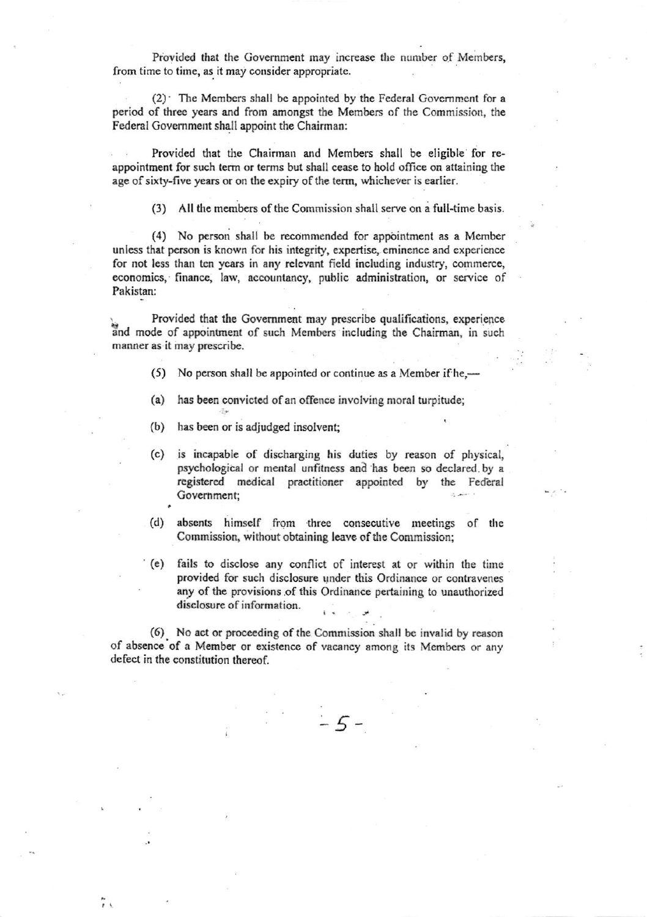Provided that the Government may increase the number of Members, from time to time, as it may consider appropriate.

(2) The Members shall be appointed by the Federal Government for a period of three years and from amongst the Members of the Commission, the Federal Government shall appoint the Chairman:

Provided that the Chairman and Members shall be eligible for re-appointment for such term or terms but shall cease to hold office on attaining the age of sixty-five years or on the expiry of the term, whichever is earlier.

(3) All the members of the Commission shall serve on a full-time basis.

(4) No person shall be recommended for appointment as a Member unless that person is known for his integrity, expertise, eminence and experience for not less than ten years in any relevant field including industry, commerce, economics, finance, law, accountancy, public administration, or service of Pakistan:

Provided that the Government may prescribe qualifications, experience and mode of appointment of such Members including the Chairman, in such manner as it may prescribe.

(5) No person shall be appointed or continue as a Member if he,—

(a) has been convicted of an offence involving moral turpitude;

(b) has been or is adjudged insolvent;

(c) is incapable of discharging his duties by reason of physical, psychological or mental unfitness and has been so declared by a registered medical practitioner appointed by the Federal Government;

(d) absents himself from three consecutive meetings of the Commission, without obtaining leave of the Commission;

(e) fails to disclose any conflict of interest at or within the time provided for such disclosure under this Ordinance or contravenes any of the provisions of this Ordinance pertaining to unauthorized disclosure of information.

(6) No act or proceeding of the Commission shall be invalid by reason of absence of a Member or existence of vacancy among its Members or any defect in the constitution thereof.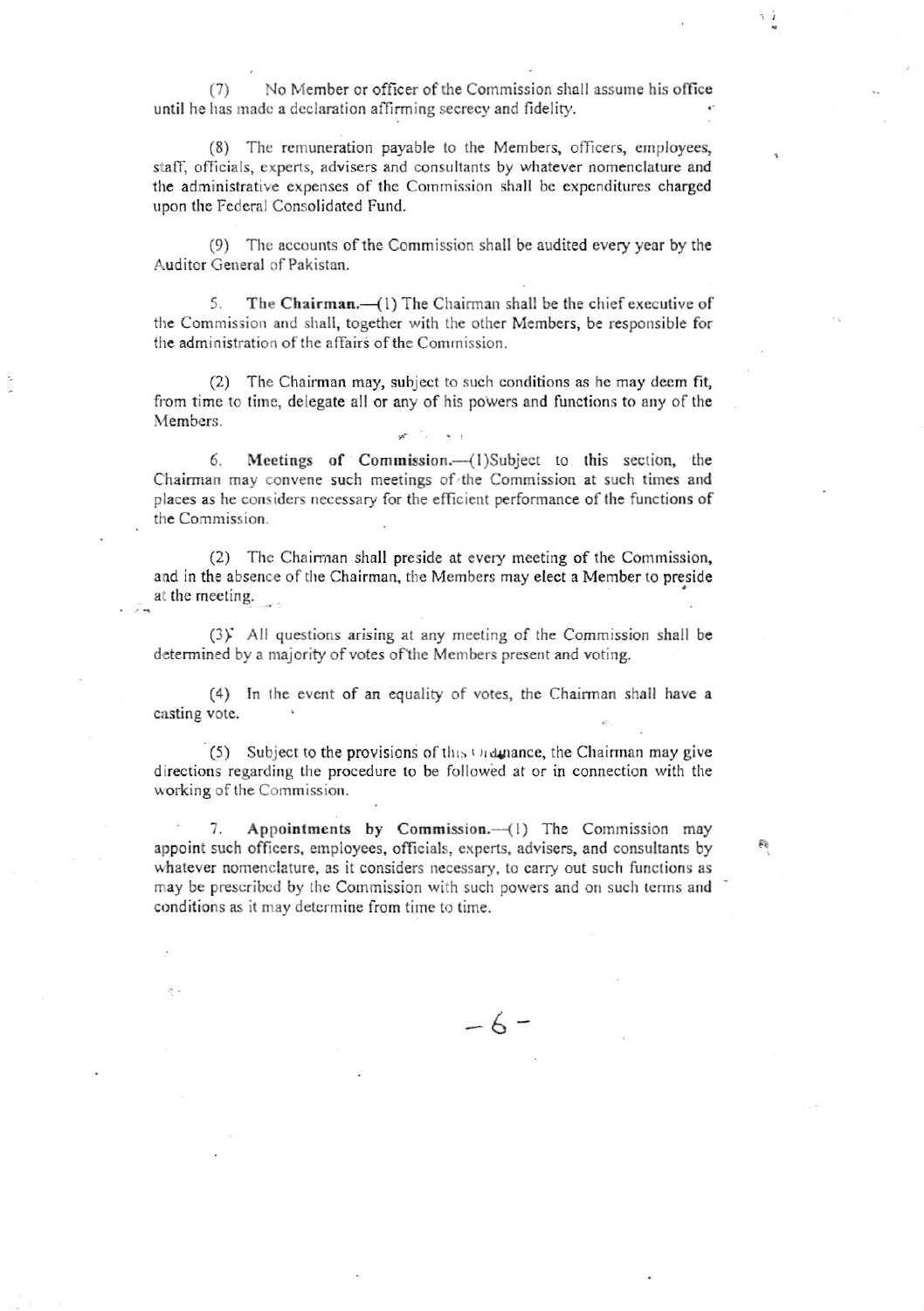(7) No Member or officer of the Commission shall assume his office until he has made a declaration affirming secrecy and fidelity.

(8) The remuneration payable to the Members, officers, employees, staff, officials, experts, advisers and consultants by whatever nomenclature and the administrative expenses of the Commission shall be expenditures charged upon the Federal Consolidated Fund.

(9) The accounts of the Commission shall be audited every year by the Auditor General of Pakistan.

5. **The Chairman.**—(1) The Chairman shall be the chief executive of the Commission and shall, together with the other Members, be responsible for the administration of the affairs of the Commission.

(2) The Chairman may, subject to such conditions as he may deem fit, from time to time, delegate all or any of his powers and functions to any of the Members.

6. **Meetings of Commission.**—(1)Subject to this section, the Chairman may convene such meetings of the Commission at such times and places as he considers necessary for the efficient performance of the functions of the Commission.

(2) The Chairman shall preside at every meeting of the Commission, and in the absence of the Chairman, the Members may elect a Member to preside at the meeting.

(3) All questions arising at any meeting of the Commission shall be determined by a majority of votes of the Members present and voting.

(4) In the event of an equality of votes, the Chairman shall have a casting vote.

(5) Subject to the provisions of this Ordinance, the Chairman may give directions regarding the procedure to be followed at or in connection with the working of the Commission.

7. **Appointments by Commission.**—(1) The Commission may appoint such officers, employees, officials, experts, advisers, and consultants by whatever nomenclature, as it considers necessary, to carry out such functions as may be prescribed by the Commission with such powers and on such terms and conditions as it may determine from time to time.